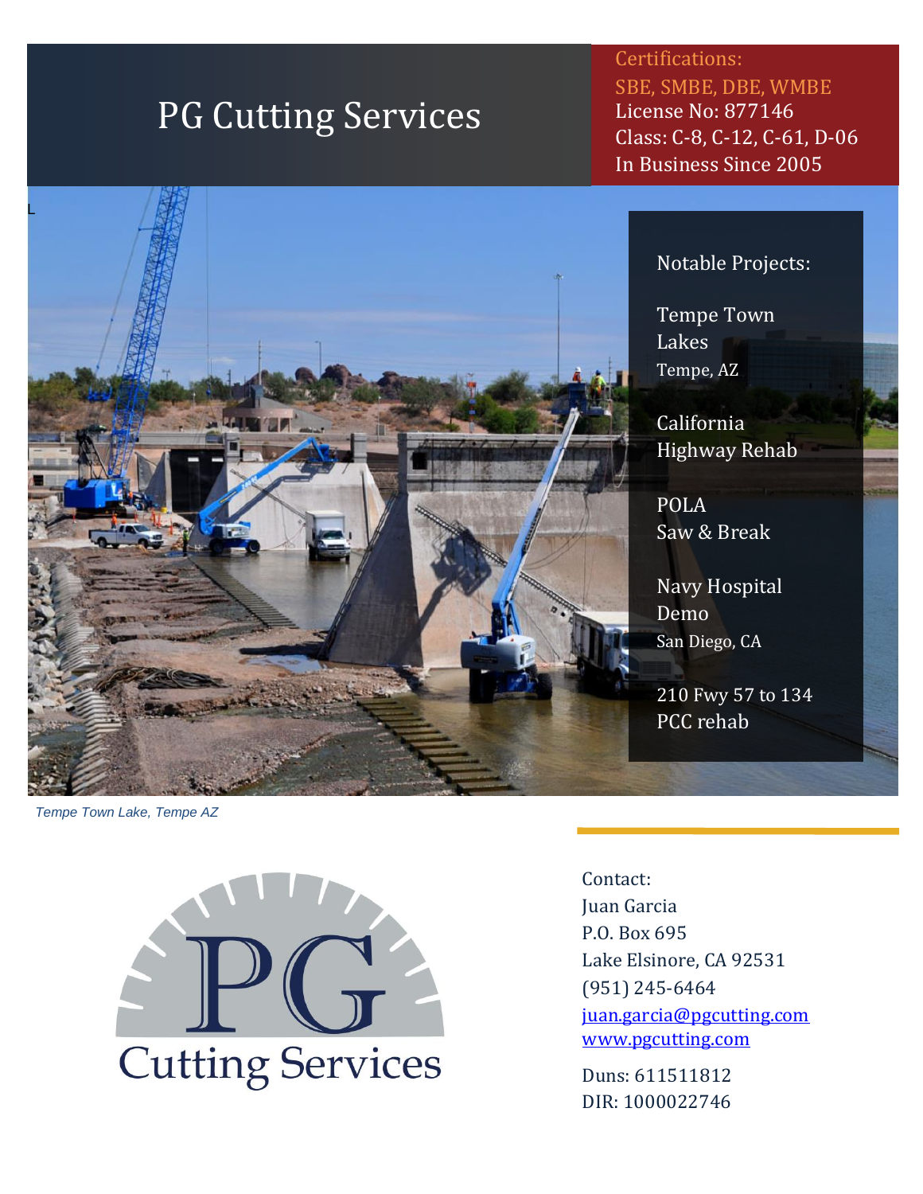# PG Cutting Services

Certifications:
SBE, SMBE, DBE, WMBE
License No: 877146
Class: C-8, C-12, C-61, D-06
In Business Since 2005

L

Notable Projects:

Tempe Town Lakes
Tempe, AZ

California Highway Rehab

POLA Saw & Break

Navy Hospital Demo
San Diego, CA

210 Fwy 57 to 134 PCC rehab

*Tempe Town Lake, Tempe AZ*

PG Cutting Services

Contact:
Juan Garcia
P.O. Box 695
Lake Elsinore, CA 92531
(951) 245-6464
juan.garcia@pgcutting.com
www.pgcutting.com

Duns: 611511812
DIR: 1000022746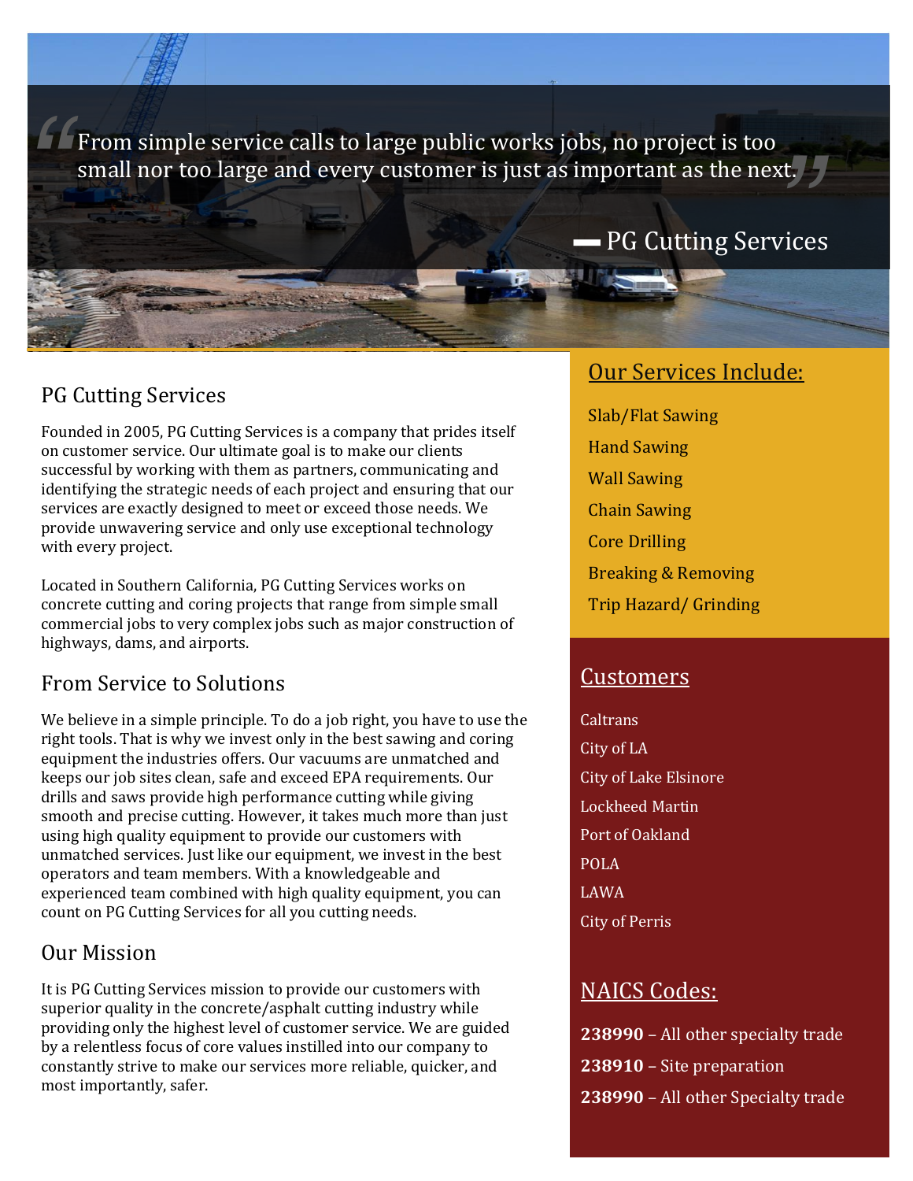> From simple service calls to large public works jobs, no project is too small nor too large and every customer is just as important as the next.
>
> — PG Cutting Services

## PG Cutting Services

Founded in 2005, PG Cutting Services is a company that prides itself on customer service. Our ultimate goal is to make our clients successful by working with them as partners, communicating and identifying the strategic needs of each project and ensuring that our services are exactly designed to meet or exceed those needs. We provide unwavering service and only use exceptional technology with every project.

Located in Southern California, PG Cutting Services works on concrete cutting and coring projects that range from simple small commercial jobs to very complex jobs such as major construction of highways, dams, and airports.

## From Service to Solutions

We believe in a simple principle. To do a job right, you have to use the right tools. That is why we invest only in the best sawing and coring equipment the industries offers. Our vacuums are unmatched and keeps our job sites clean, safe and exceed EPA requirements. Our drills and saws provide high performance cutting while giving smooth and precise cutting. However, it takes much more than just using high quality equipment to provide our customers with unmatched services. Just like our equipment, we invest in the best operators and team members. With a knowledgeable and experienced team combined with high quality equipment, you can count on PG Cutting Services for all you cutting needs.

## Our Mission

It is PG Cutting Services mission to provide our customers with superior quality in the concrete/asphalt cutting industry while providing only the highest level of customer service. We are guided by a relentless focus of core values instilled into our company to constantly strive to make our services more reliable, quicker, and most importantly, safer.

## Our Services Include:

- Slab/Flat Sawing
- Hand Sawing
- Wall Sawing
- Chain Sawing
- Core Drilling
- Breaking & Removing
- Trip Hazard/ Grinding

## Customers

- Caltrans
- City of LA
- City of Lake Elsinore
- Lockheed Martin
- Port of Oakland
- POLA
- LAWA
- City of Perris

## NAICS Codes:

**238990** – All other specialty trade

**238910** – Site preparation

**238990** – All other Specialty trade